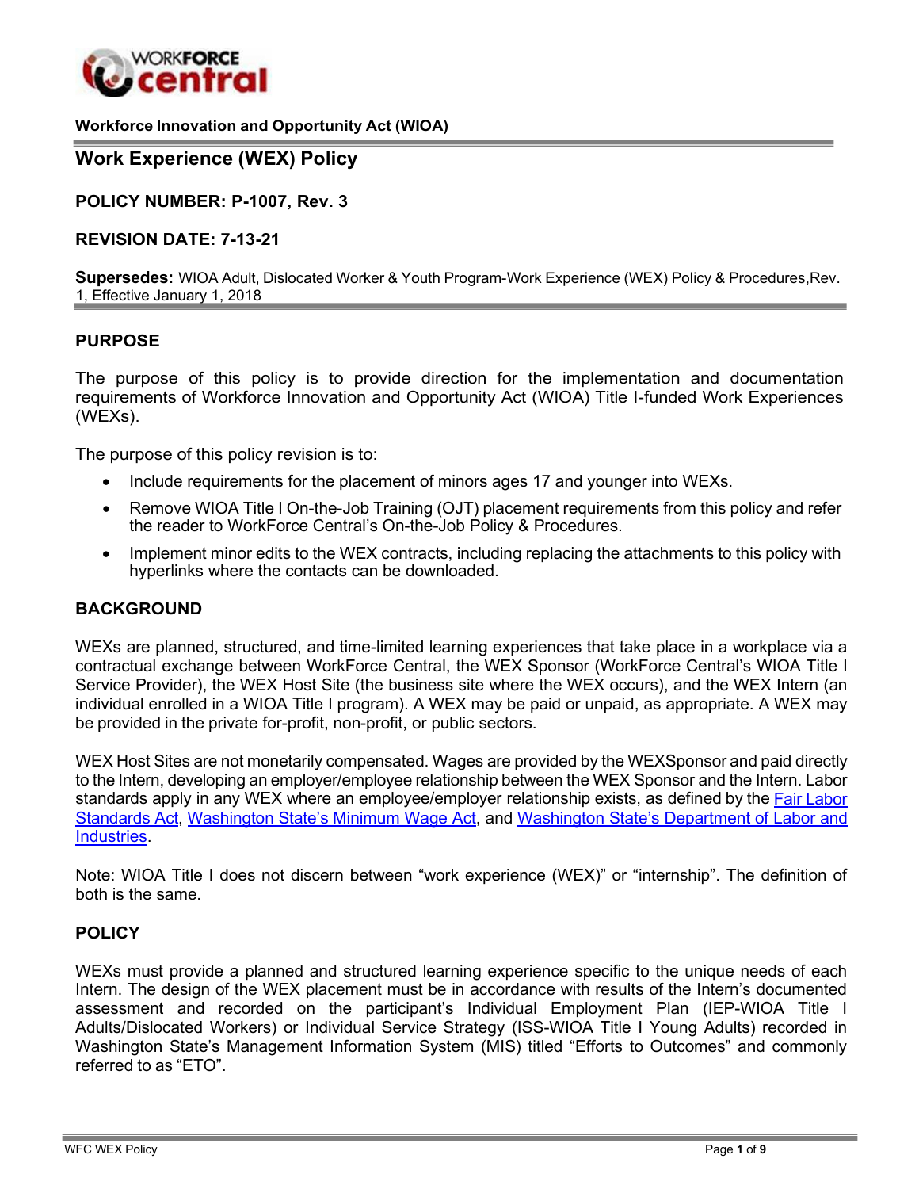**Workforce Innovation and Opportunity Act (WIOA)**

# Work Experience (WEX) Policy

**POLICY NUMBER: P-1007, Rev. 3**

**REVISION DATE: 7-13-21**

**Supersedes:** WIOA Adult, Dislocated Worker & Youth Program-Work Experience (WEX) Policy & Procedures,Rev. 1, Effective January 1, 2018

## PURPOSE

The purpose of this policy is to provide direction for the implementation and documentation requirements of Workforce Innovation and Opportunity Act (WIOA) Title I-funded Work Experiences (WEXs).

The purpose of this policy revision is to:

- Include requirements for the placement of minors ages 17 and younger into WEXs.
- Remove WIOA Title I On-the-Job Training (OJT) placement requirements from this policy and refer the reader to WorkForce Central's On-the-Job Policy & Procedures.
- Implement minor edits to the WEX contracts, including replacing the attachments to this policy with hyperlinks where the contacts can be downloaded.

## BACKGROUND

WEXs are planned, structured, and time-limited learning experiences that take place in a workplace via a contractual exchange between WorkForce Central, the WEX Sponsor (WorkForce Central's WIOA Title I Service Provider), the WEX Host Site (the business site where the WEX occurs), and the WEX Intern (an individual enrolled in a WIOA Title I program). A WEX may be paid or unpaid, as appropriate. A WEX may be provided in the private for-profit, non-profit, or public sectors.

WEX Host Sites are not monetarily compensated. Wages are provided by the WEXSponsor and paid directly to the Intern, developing an employer/employee relationship between the WEX Sponsor and the Intern. Labor standards apply in any WEX where an employee/employer relationship exists, as defined by the Fair Labor Standards Act, Washington State's Minimum Wage Act, and Washington State's Department of Labor and Industries.

Note: WIOA Title I does not discern between "work experience (WEX)" or "internship". The definition of both is the same.

## POLICY

WEXs must provide a planned and structured learning experience specific to the unique needs of each Intern. The design of the WEX placement must be in accordance with results of the Intern's documented assessment and recorded on the participant's Individual Employment Plan (IEP-WIOA Title I Adults/Dislocated Workers) or Individual Service Strategy (ISS-WIOA Title I Young Adults) recorded in Washington State's Management Information System (MIS) titled "Efforts to Outcomes" and commonly referred to as "ETO".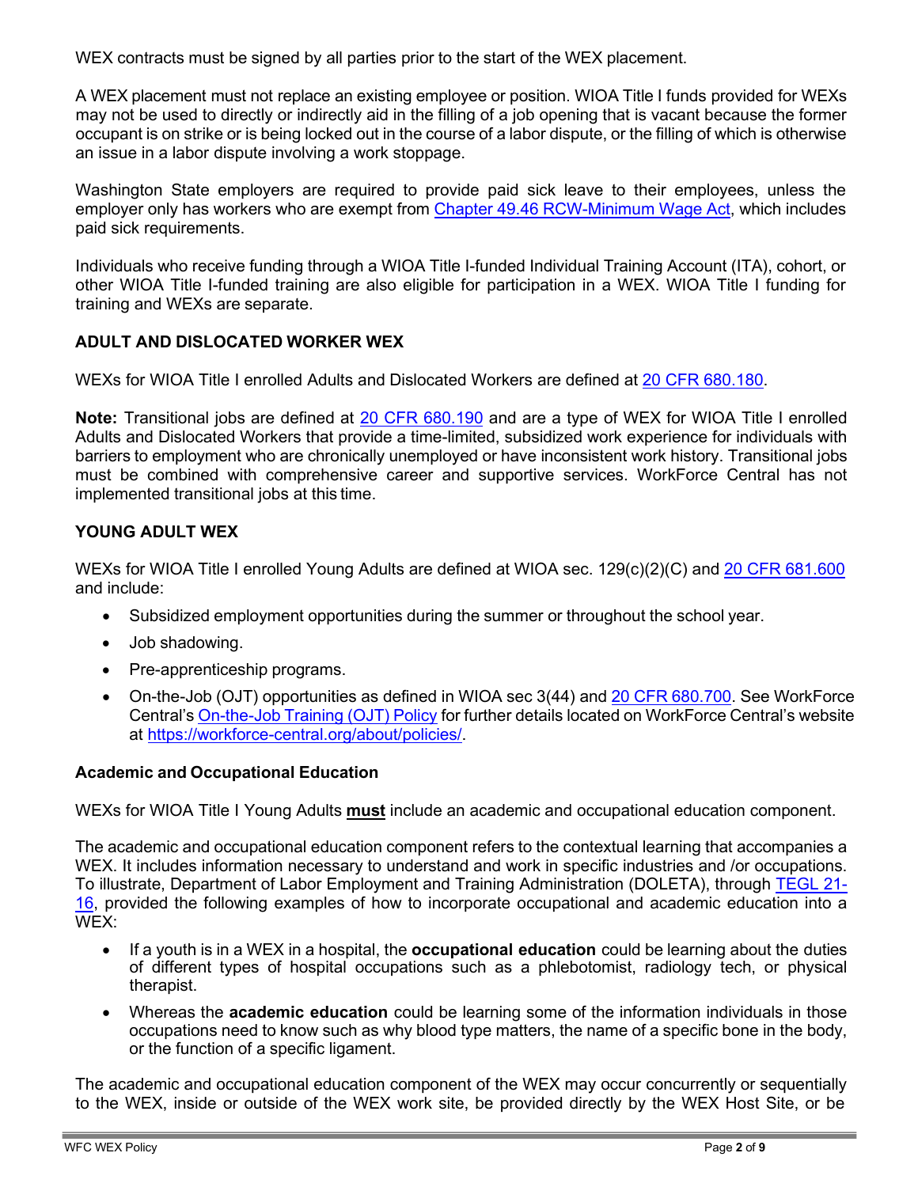WEX contracts must be signed by all parties prior to the start of the WEX placement.

A WEX placement must not replace an existing employee or position. WIOA Title I funds provided for WEXs may not be used to directly or indirectly aid in the filling of a job opening that is vacant because the former occupant is on strike or is being locked out in the course of a labor dispute, or the filling of which is otherwise an issue in a labor dispute involving a work stoppage.

Washington State employers are required to provide paid sick leave to their employees, unless the employer only has workers who are exempt from [Chapter 49.46 RCW-Minimum Wage Act](), which includes paid sick requirements.

Individuals who receive funding through a WIOA Title I-funded Individual Training Account (ITA), cohort, or other WIOA Title I-funded training are also eligible for participation in a WEX. WIOA Title I funding for training and WEXs are separate.

## ADULT AND DISLOCATED WORKER WEX

WEXs for WIOA Title I enrolled Adults and Dislocated Workers are defined at [20 CFR 680.180]().

**Note:** Transitional jobs are defined at [20 CFR 680.190]() and are a type of WEX for WIOA Title I enrolled Adults and Dislocated Workers that provide a time-limited, subsidized work experience for individuals with barriers to employment who are chronically unemployed or have inconsistent work history. Transitional jobs must be combined with comprehensive career and supportive services. WorkForce Central has not implemented transitional jobs at this time.

## YOUNG ADULT WEX

WEXs for WIOA Title I enrolled Young Adults are defined at WIOA sec. 129(c)(2)(C) and [20 CFR 681.600]() and include:

- Subsidized employment opportunities during the summer or throughout the school year.
- Job shadowing.
- Pre-apprenticeship programs.
- On-the-Job (OJT) opportunities as defined in WIOA sec 3(44) and [20 CFR 680.700](). See WorkForce Central's [On-the-Job Training (OJT) Policy]() for further details located on WorkForce Central's website at [https://workforce-central.org/about/policies/](https://workforce-central.org/about/policies/).

### Academic and Occupational Education

WEXs for WIOA Title I Young Adults **must** include an academic and occupational education component.

The academic and occupational education component refers to the contextual learning that accompanies a WEX. It includes information necessary to understand and work in specific industries and /or occupations. To illustrate, Department of Labor Employment and Training Administration (DOLETA), through [TEGL 21-16](), provided the following examples of how to incorporate occupational and academic education into a WEX:

- If a youth is in a WEX in a hospital, the **occupational education** could be learning about the duties of different types of hospital occupations such as a phlebotomist, radiology tech, or physical therapist.
- Whereas the **academic education** could be learning some of the information individuals in those occupations need to know such as why blood type matters, the name of a specific bone in the body, or the function of a specific ligament.

The academic and occupational education component of the WEX may occur concurrently or sequentially to the WEX, inside or outside of the WEX work site, be provided directly by the WEX Host Site, or be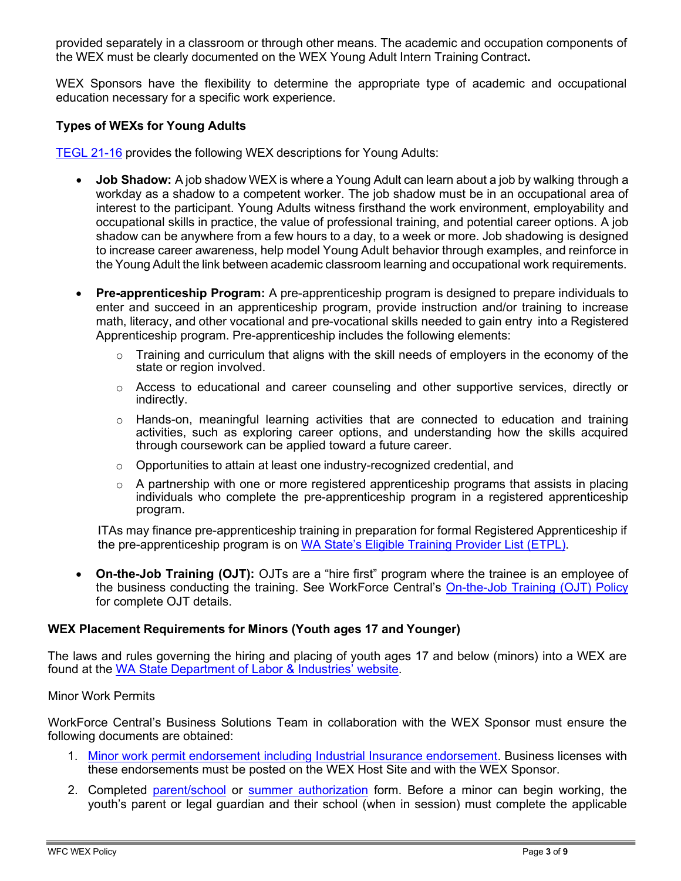provided separately in a classroom or through other means. The academic and occupation components of the WEX must be clearly documented on the WEX Young Adult Intern Training Contract**.**

WEX Sponsors have the flexibility to determine the appropriate type of academic and occupational education necessary for a specific work experience.

### Types of WEXs for Young Adults

[TEGL 21-16](#) provides the following WEX descriptions for Young Adults:

- **Job Shadow:** A job shadow WEX is where a Young Adult can learn about a job by walking through a workday as a shadow to a competent worker. The job shadow must be in an occupational area of interest to the participant. Young Adults witness firsthand the work environment, employability and occupational skills in practice, the value of professional training, and potential career options. A job shadow can be anywhere from a few hours to a day, to a week or more. Job shadowing is designed to increase career awareness, help model Young Adult behavior through examples, and reinforce in the Young Adult the link between academic classroom learning and occupational work requirements.

- **Pre-apprenticeship Program:** A pre-apprenticeship program is designed to prepare individuals to enter and succeed in an apprenticeship program, provide instruction and/or training to increase math, literacy, and other vocational and pre-vocational skills needed to gain entry into a Registered Apprenticeship program. Pre-apprenticeship includes the following elements:
  - Training and curriculum that aligns with the skill needs of employers in the economy of the state or region involved.
  - Access to educational and career counseling and other supportive services, directly or indirectly.
  - Hands-on, meaningful learning activities that are connected to education and training activities, such as exploring career options, and understanding how the skills acquired through coursework can be applied toward a future career.
  - Opportunities to attain at least one industry-recognized credential, and
  - A partnership with one or more registered apprenticeship programs that assists in placing individuals who complete the pre-apprenticeship program in a registered apprenticeship program.

  ITAs may finance pre-apprenticeship training in preparation for formal Registered Apprenticeship if the pre-apprenticeship program is on [WA State's Eligible Training Provider List (ETPL)](#).

- **On-the-Job Training (OJT):** OJTs are a "hire first" program where the trainee is an employee of the business conducting the training. See WorkForce Central's [On-the-Job Training (OJT) Policy](#) for complete OJT details.

### WEX Placement Requirements for Minors (Youth ages 17 and Younger)

The laws and rules governing the hiring and placing of youth ages 17 and below (minors) into a WEX are found at the [WA State Department of Labor & Industries' website](#).

Minor Work Permits

WorkForce Central's Business Solutions Team in collaboration with the WEX Sponsor must ensure the following documents are obtained:

1. [Minor work permit endorsement including Industrial Insurance endorsement](#). Business licenses with these endorsements must be posted on the WEX Host Site and with the WEX Sponsor.
2. Completed [parent/school](#) or [summer authorization](#) form. Before a minor can begin working, the youth's parent or legal guardian and their school (when in session) must complete the applicable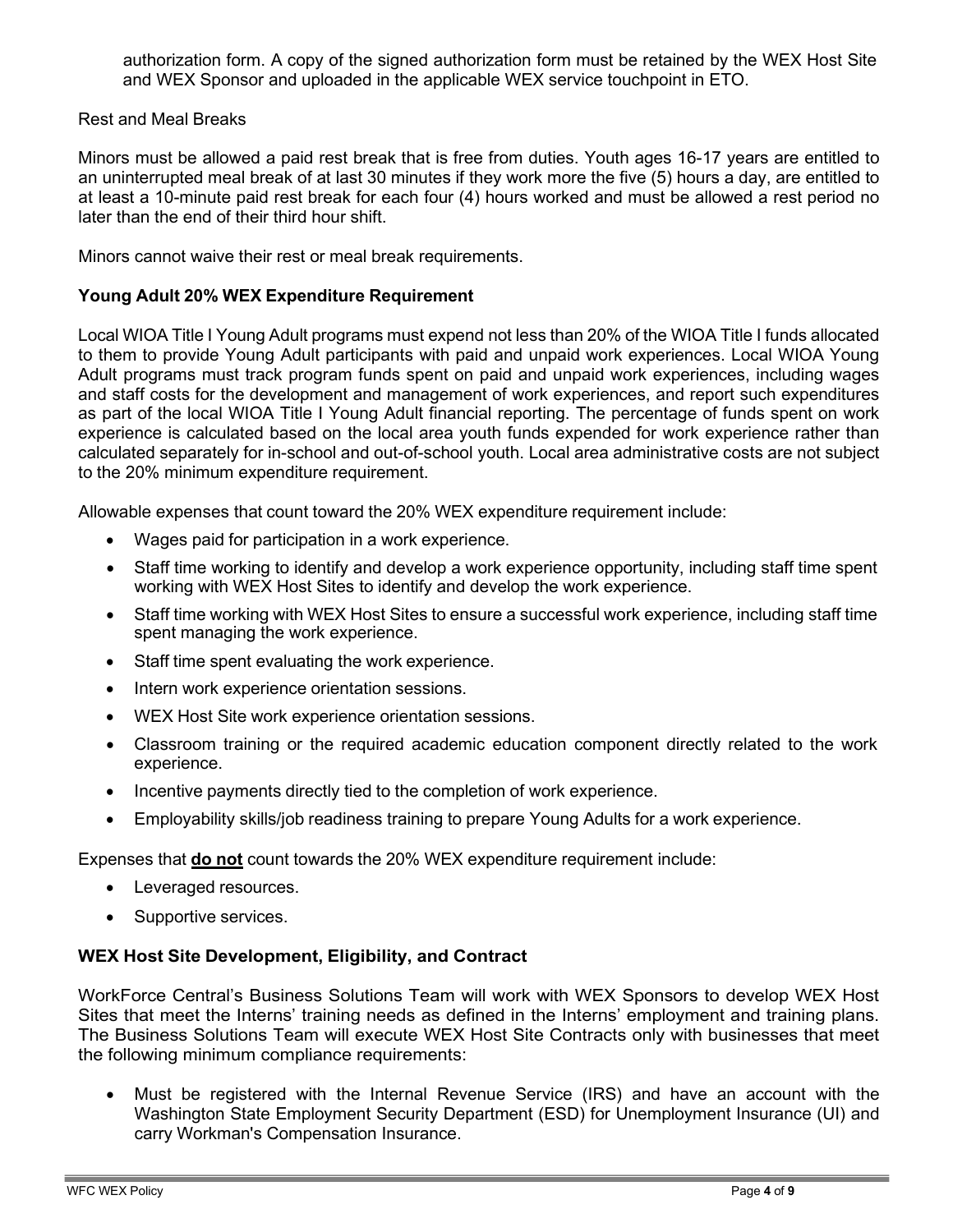authorization form. A copy of the signed authorization form must be retained by the WEX Host Site and WEX Sponsor and uploaded in the applicable WEX service touchpoint in ETO.

Rest and Meal Breaks

Minors must be allowed a paid rest break that is free from duties. Youth ages 16-17 years are entitled to an uninterrupted meal break of at last 30 minutes if they work more the five (5) hours a day, are entitled to at least a 10-minute paid rest break for each four (4) hours worked and must be allowed a rest period no later than the end of their third hour shift.

Minors cannot waive their rest or meal break requirements.

**Young Adult 20% WEX Expenditure Requirement**

Local WIOA Title I Young Adult programs must expend not less than 20% of the WIOA Title I funds allocated to them to provide Young Adult participants with paid and unpaid work experiences. Local WIOA Young Adult programs must track program funds spent on paid and unpaid work experiences, including wages and staff costs for the development and management of work experiences, and report such expenditures as part of the local WIOA Title I Young Adult financial reporting. The percentage of funds spent on work experience is calculated based on the local area youth funds expended for work experience rather than calculated separately for in-school and out-of-school youth. Local area administrative costs are not subject to the 20% minimum expenditure requirement.

Allowable expenses that count toward the 20% WEX expenditure requirement include:

- Wages paid for participation in a work experience.
- Staff time working to identify and develop a work experience opportunity, including staff time spent working with WEX Host Sites to identify and develop the work experience.
- Staff time working with WEX Host Sites to ensure a successful work experience, including staff time spent managing the work experience.
- Staff time spent evaluating the work experience.
- Intern work experience orientation sessions.
- WEX Host Site work experience orientation sessions.
- Classroom training or the required academic education component directly related to the work experience.
- Incentive payments directly tied to the completion of work experience.
- Employability skills/job readiness training to prepare Young Adults for a work experience.

Expenses that **do not** count towards the 20% WEX expenditure requirement include:

- Leveraged resources.
- Supportive services.

**WEX Host Site Development, Eligibility, and Contract**

WorkForce Central's Business Solutions Team will work with WEX Sponsors to develop WEX Host Sites that meet the Interns' training needs as defined in the Interns' employment and training plans. The Business Solutions Team will execute WEX Host Site Contracts only with businesses that meet the following minimum compliance requirements:

- Must be registered with the Internal Revenue Service (IRS) and have an account with the Washington State Employment Security Department (ESD) for Unemployment Insurance (UI) and carry Workman's Compensation Insurance.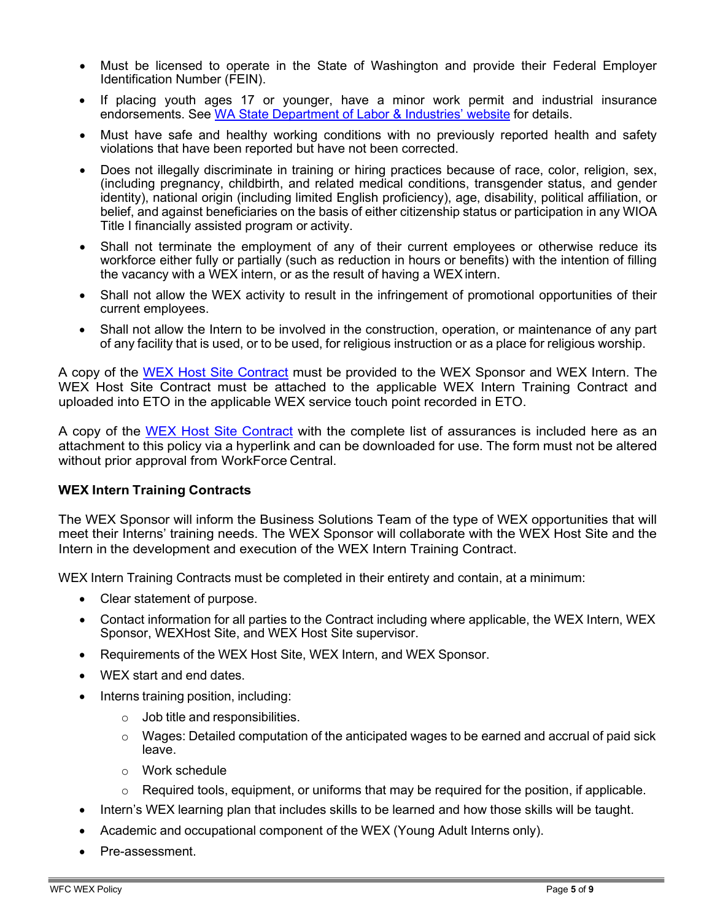- Must be licensed to operate in the State of Washington and provide their Federal Employer Identification Number (FEIN).
- If placing youth ages 17 or younger, have a minor work permit and industrial insurance endorsements. See [WA State Department of Labor & Industries' website]() for details.
- Must have safe and healthy working conditions with no previously reported health and safety violations that have been reported but have not been corrected.
- Does not illegally discriminate in training or hiring practices because of race, color, religion, sex, (including pregnancy, childbirth, and related medical conditions, transgender status, and gender identity), national origin (including limited English proficiency), age, disability, political affiliation, or belief, and against beneficiaries on the basis of either citizenship status or participation in any WIOA Title I financially assisted program or activity.
- Shall not terminate the employment of any of their current employees or otherwise reduce its workforce either fully or partially (such as reduction in hours or benefits) with the intention of filling the vacancy with a WEX intern, or as the result of having a WEX intern.
- Shall not allow the WEX activity to result in the infringement of promotional opportunities of their current employees.
- Shall not allow the Intern to be involved in the construction, operation, or maintenance of any part of any facility that is used, or to be used, for religious instruction or as a place for religious worship.

A copy of the [WEX Host Site Contract]() must be provided to the WEX Sponsor and WEX Intern. The WEX Host Site Contract must be attached to the applicable WEX Intern Training Contract and uploaded into ETO in the applicable WEX service touch point recorded in ETO.

A copy of the [WEX Host Site Contract]() with the complete list of assurances is included here as an attachment to this policy via a hyperlink and can be downloaded for use. The form must not be altered without prior approval from WorkForce Central.

**WEX Intern Training Contracts**

The WEX Sponsor will inform the Business Solutions Team of the type of WEX opportunities that will meet their Interns' training needs. The WEX Sponsor will collaborate with the WEX Host Site and the Intern in the development and execution of the WEX Intern Training Contract.

WEX Intern Training Contracts must be completed in their entirety and contain, at a minimum:

- Clear statement of purpose.
- Contact information for all parties to the Contract including where applicable, the WEX Intern, WEX Sponsor, WEXHost Site, and WEX Host Site supervisor.
- Requirements of the WEX Host Site, WEX Intern, and WEX Sponsor.
- WEX start and end dates.
- Interns training position, including:
  - Job title and responsibilities.
  - Wages: Detailed computation of the anticipated wages to be earned and accrual of paid sick leave.
  - Work schedule
  - Required tools, equipment, or uniforms that may be required for the position, if applicable.
- Intern's WEX learning plan that includes skills to be learned and how those skills will be taught.
- Academic and occupational component of the WEX (Young Adult Interns only).
- Pre-assessment.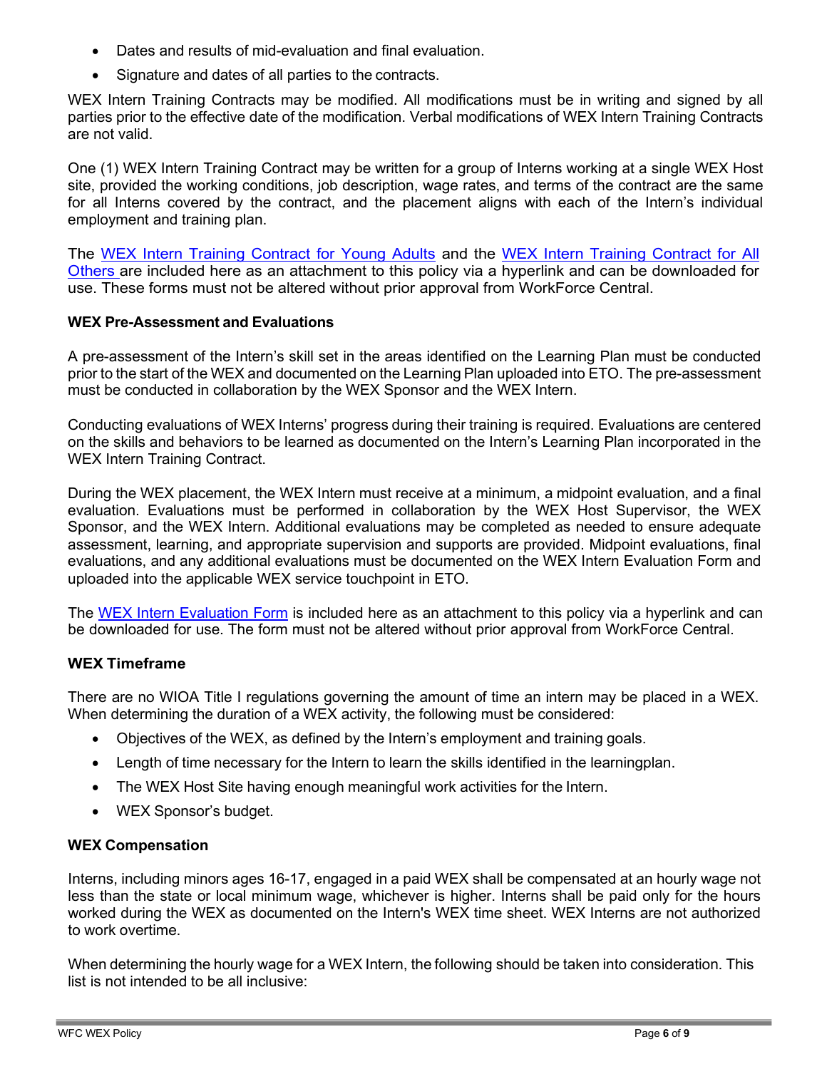- Dates and results of mid-evaluation and final evaluation.
- Signature and dates of all parties to the contracts.

WEX Intern Training Contracts may be modified. All modifications must be in writing and signed by all parties prior to the effective date of the modification. Verbal modifications of WEX Intern Training Contracts are not valid.

One (1) WEX Intern Training Contract may be written for a group of Interns working at a single WEX Host site, provided the working conditions, job description, wage rates, and terms of the contract are the same for all Interns covered by the contract, and the placement aligns with each of the Intern's individual employment and training plan.

The WEX Intern Training Contract for Young Adults and the WEX Intern Training Contract for All Others are included here as an attachment to this policy via a hyperlink and can be downloaded for use. These forms must not be altered without prior approval from WorkForce Central.

**WEX Pre-Assessment and Evaluations**

A pre-assessment of the Intern's skill set in the areas identified on the Learning Plan must be conducted prior to the start of the WEX and documented on the Learning Plan uploaded into ETO. The pre-assessment must be conducted in collaboration by the WEX Sponsor and the WEX Intern.

Conducting evaluations of WEX Interns' progress during their training is required. Evaluations are centered on the skills and behaviors to be learned as documented on the Intern's Learning Plan incorporated in the WEX Intern Training Contract.

During the WEX placement, the WEX Intern must receive at a minimum, a midpoint evaluation, and a final evaluation. Evaluations must be performed in collaboration by the WEX Host Supervisor, the WEX Sponsor, and the WEX Intern. Additional evaluations may be completed as needed to ensure adequate assessment, learning, and appropriate supervision and supports are provided. Midpoint evaluations, final evaluations, and any additional evaluations must be documented on the WEX Intern Evaluation Form and uploaded into the applicable WEX service touchpoint in ETO.

The WEX Intern Evaluation Form is included here as an attachment to this policy via a hyperlink and can be downloaded for use. The form must not be altered without prior approval from WorkForce Central.

### WEX Timeframe

There are no WIOA Title I regulations governing the amount of time an intern may be placed in a WEX. When determining the duration of a WEX activity, the following must be considered:

- Objectives of the WEX, as defined by the Intern's employment and training goals.
- Length of time necessary for the Intern to learn the skills identified in the learningplan.
- The WEX Host Site having enough meaningful work activities for the Intern.
- WEX Sponsor's budget.

### WEX Compensation

Interns, including minors ages 16-17, engaged in a paid WEX shall be compensated at an hourly wage not less than the state or local minimum wage, whichever is higher. Interns shall be paid only for the hours worked during the WEX as documented on the Intern's WEX time sheet. WEX Interns are not authorized to work overtime.

When determining the hourly wage for a WEX Intern, the following should be taken into consideration. This list is not intended to be all inclusive: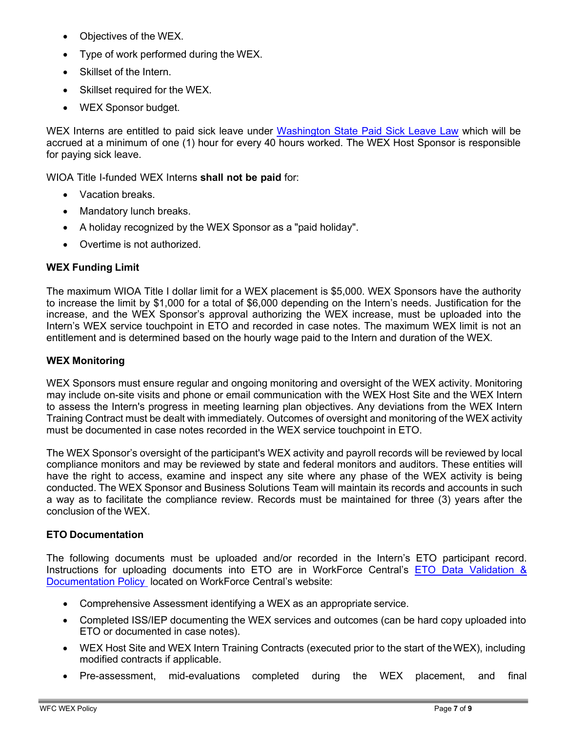- Objectives of the WEX.
- Type of work performed during the WEX.
- Skillset of the Intern.
- Skillset required for the WEX.
- WEX Sponsor budget.

WEX Interns are entitled to paid sick leave under [Washington State Paid Sick Leave Law](#) which will be accrued at a minimum of one (1) hour for every 40 hours worked. The WEX Host Sponsor is responsible for paying sick leave.

WIOA Title I-funded WEX Interns **shall not be paid** for:

- Vacation breaks.
- Mandatory lunch breaks.
- A holiday recognized by the WEX Sponsor as a "paid holiday".
- Overtime is not authorized.

**WEX Funding Limit**

The maximum WIOA Title I dollar limit for a WEX placement is $5,000. WEX Sponsors have the authority to increase the limit by $1,000 for a total of $6,000 depending on the Intern's needs. Justification for the increase, and the WEX Sponsor's approval authorizing the WEX increase, must be uploaded into the Intern's WEX service touchpoint in ETO and recorded in case notes. The maximum WEX limit is not an entitlement and is determined based on the hourly wage paid to the Intern and duration of the WEX.

**WEX Monitoring**

WEX Sponsors must ensure regular and ongoing monitoring and oversight of the WEX activity. Monitoring may include on-site visits and phone or email communication with the WEX Host Site and the WEX Intern to assess the Intern's progress in meeting learning plan objectives. Any deviations from the WEX Intern Training Contract must be dealt with immediately. Outcomes of oversight and monitoring of the WEX activity must be documented in case notes recorded in the WEX service touchpoint in ETO.

The WEX Sponsor's oversight of the participant's WEX activity and payroll records will be reviewed by local compliance monitors and may be reviewed by state and federal monitors and auditors. These entities will have the right to access, examine and inspect any site where any phase of the WEX activity is being conducted. The WEX Sponsor and Business Solutions Team will maintain its records and accounts in such a way as to facilitate the compliance review. Records must be maintained for three (3) years after the conclusion of the WEX.

**ETO Documentation**

The following documents must be uploaded and/or recorded in the Intern's ETO participant record. Instructions for uploading documents into ETO are in WorkForce Central's [ETO Data Validation & Documentation Policy](#) located on WorkForce Central's website:

- Comprehensive Assessment identifying a WEX as an appropriate service.
- Completed ISS/IEP documenting the WEX services and outcomes (can be hard copy uploaded into ETO or documented in case notes).
- WEX Host Site and WEX Intern Training Contracts (executed prior to the start of the WEX), including modified contracts if applicable.
- Pre-assessment, mid-evaluations completed during the WEX placement, and final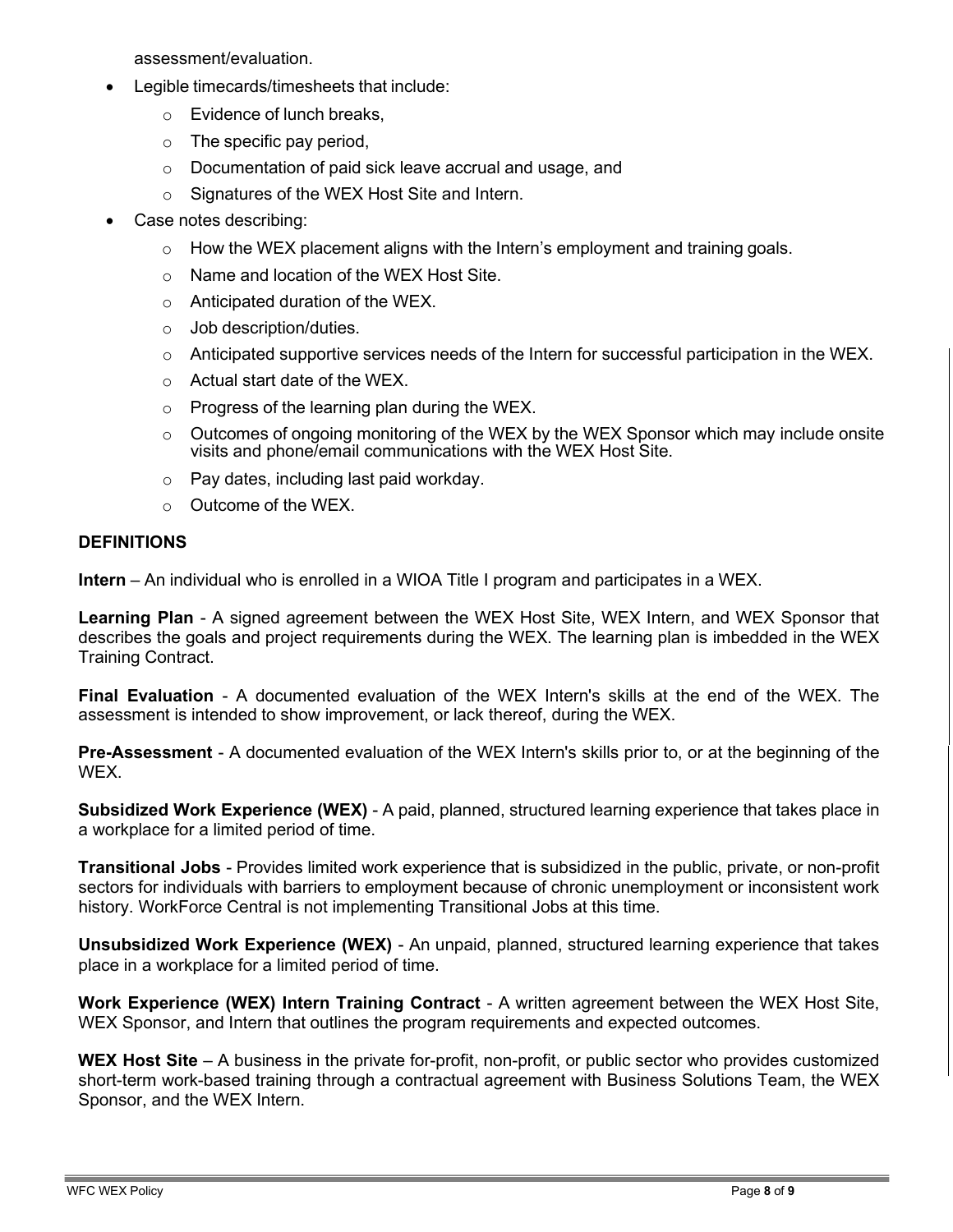assessment/evaluation.

- Legible timecards/timesheets that include:
  - Evidence of lunch breaks,
  - The specific pay period,
  - Documentation of paid sick leave accrual and usage, and
  - Signatures of the WEX Host Site and Intern.
- Case notes describing:
  - How the WEX placement aligns with the Intern's employment and training goals.
  - Name and location of the WEX Host Site.
  - Anticipated duration of the WEX.
  - Job description/duties.
  - Anticipated supportive services needs of the Intern for successful participation in the WEX.
  - Actual start date of the WEX.
  - Progress of the learning plan during the WEX.
  - Outcomes of ongoing monitoring of the WEX by the WEX Sponsor which may include onsite visits and phone/email communications with the WEX Host Site.
  - Pay dates, including last paid workday.
  - Outcome of the WEX.

## DEFINITIONS

**Intern** – An individual who is enrolled in a WIOA Title I program and participates in a WEX.

**Learning Plan** - A signed agreement between the WEX Host Site, WEX Intern, and WEX Sponsor that describes the goals and project requirements during the WEX. The learning plan is imbedded in the WEX Training Contract.

**Final Evaluation** - A documented evaluation of the WEX Intern's skills at the end of the WEX. The assessment is intended to show improvement, or lack thereof, during the WEX.

**Pre-Assessment** - A documented evaluation of the WEX Intern's skills prior to, or at the beginning of the WEX.

**Subsidized Work Experience (WEX)** - A paid, planned, structured learning experience that takes place in a workplace for a limited period of time.

**Transitional Jobs** - Provides limited work experience that is subsidized in the public, private, or non-profit sectors for individuals with barriers to employment because of chronic unemployment or inconsistent work history. WorkForce Central is not implementing Transitional Jobs at this time.

**Unsubsidized Work Experience (WEX)** - An unpaid, planned, structured learning experience that takes place in a workplace for a limited period of time.

**Work Experience (WEX) Intern Training Contract** - A written agreement between the WEX Host Site, WEX Sponsor, and Intern that outlines the program requirements and expected outcomes.

**WEX Host Site** – A business in the private for-profit, non-profit, or public sector who provides customized short-term work-based training through a contractual agreement with Business Solutions Team, the WEX Sponsor, and the WEX Intern.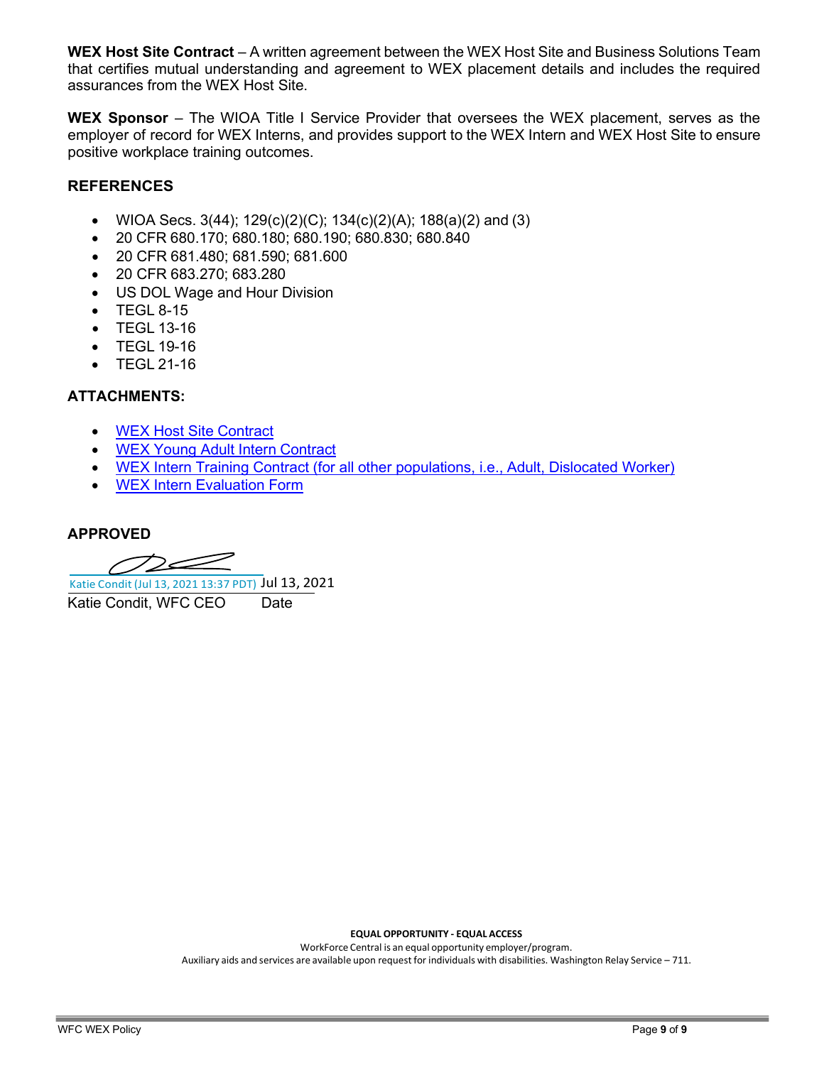**WEX Host Site Contract** – A written agreement between the WEX Host Site and Business Solutions Team that certifies mutual understanding and agreement to WEX placement details and includes the required assurances from the WEX Host Site.

**WEX Sponsor** – The WIOA Title I Service Provider that oversees the WEX placement, serves as the employer of record for WEX Interns, and provides support to the WEX Intern and WEX Host Site to ensure positive workplace training outcomes.

## REFERENCES

- WIOA Secs. 3(44); 129(c)(2)(C); 134(c)(2)(A); 188(a)(2) and (3)
- 20 CFR 680.170; 680.180; 680.190; 680.830; 680.840
- 20 CFR 681.480; 681.590; 681.600
- 20 CFR 683.270; 683.280
- US DOL Wage and Hour Division
- TEGL 8-15
- TEGL 13-16
- TEGL 19-16
- TEGL 21-16

## ATTACHMENTS:

- WEX Host Site Contract
- WEX Young Adult Intern Contract
- WEX Intern Training Contract (for all other populations, i.e., Adult, Dislocated Worker)
- WEX Intern Evaluation Form

## APPROVED

Katie Condit (Jul 13, 2021 13:37 PDT) Jul 13, 2021

Katie Condit, WFC CEO Date

**EQUAL OPPORTUNITY - EQUAL ACCESS**

WorkForce Central is an equal opportunity employer/program.

Auxiliary aids and services are available upon request for individuals with disabilities. Washington Relay Service – 711.